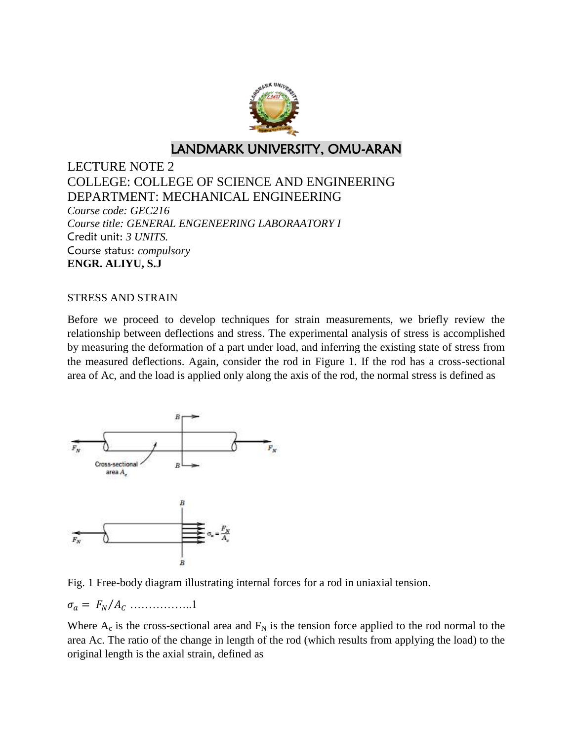# LANDMARK UNIVERSITY, OMU-ARAN

LECTURE NOTE 2

COLLEGE: COLLEGE OF SCIENCE AND ENGINEERING

DEPARTMENT: MECHANICAL ENGINEERING

*Course code: GEC216*

*Course title: GENERAL ENGENEERING LABORAATORY I*

Credit unit: *3 UNITS.*

Course status: *compulsory*

**ENGR. ALIYU, S.J**

STRESS AND STRAIN

Before we proceed to develop techniques for strain measurements, we briefly review the relationship between deflections and stress. The experimental analysis of stress is accomplished by measuring the deformation of a part under load, and inferring the existing state of stress from the measured deflections. Again, consider the rod in Figure 1. If the rod has a cross-sectional area of Ac, and the load is applied only along the axis of the rod, the normal stress is defined as

Fig. 1 Free-body diagram illustrating internal forces for a rod in uniaxial tension.

$\sigma_a = F_N/A_C$ ……………..1

Where $A_c$ is the cross-sectional area and $F_N$ is the tension force applied to the rod normal to the area Ac. The ratio of the change in length of the rod (which results from applying the load) to the original length is the axial strain, defined as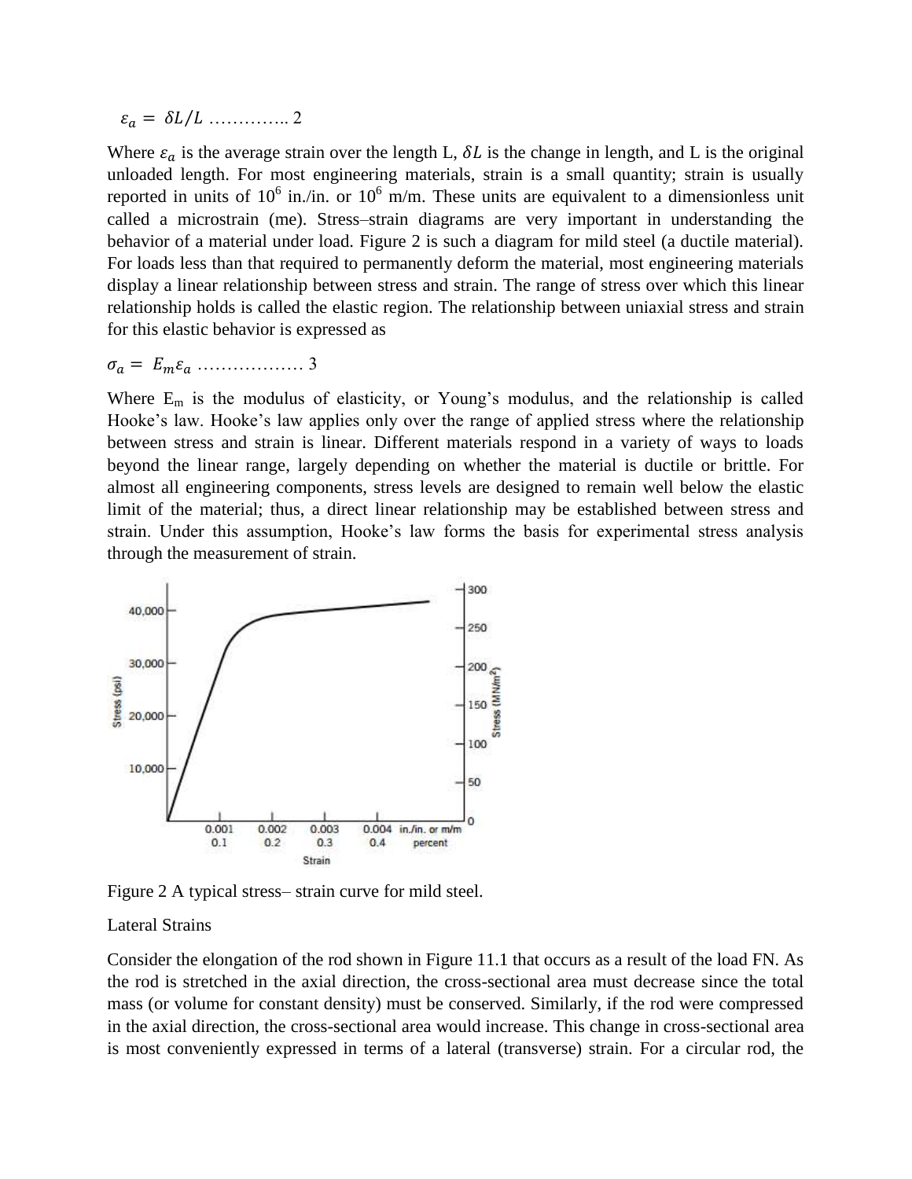$\varepsilon_a = \delta L/L$ ………….. 2

Where $\varepsilon_a$ is the average strain over the length L, $\delta L$ is the change in length, and L is the original unloaded length. For most engineering materials, strain is a small quantity; strain is usually reported in units of $10^6$ in./in. or $10^6$ m/m. These units are equivalent to a dimensionless unit called a microstrain (me). Stress–strain diagrams are very important in understanding the behavior of a material under load. Figure 2 is such a diagram for mild steel (a ductile material). For loads less than that required to permanently deform the material, most engineering materials display a linear relationship between stress and strain. The range of stress over which this linear relationship holds is called the elastic region. The relationship between uniaxial stress and strain for this elastic behavior is expressed as

$\sigma_a = E_m \varepsilon_a$ ……………… 3

Where $E_m$ is the modulus of elasticity, or Young's modulus, and the relationship is called Hooke's law. Hooke's law applies only over the range of applied stress where the relationship between stress and strain is linear. Different materials respond in a variety of ways to loads beyond the linear range, largely depending on whether the material is ductile or brittle. For almost all engineering components, stress levels are designed to remain well below the elastic limit of the material; thus, a direct linear relationship may be established between stress and strain. Under this assumption, Hooke's law forms the basis for experimental stress analysis through the measurement of strain.

Figure 2 A typical stress– strain curve for mild steel.

Lateral Strains

Consider the elongation of the rod shown in Figure 11.1 that occurs as a result of the load FN. As the rod is stretched in the axial direction, the cross-sectional area must decrease since the total mass (or volume for constant density) must be conserved. Similarly, if the rod were compressed in the axial direction, the cross-sectional area would increase. This change in cross-sectional area is most conveniently expressed in terms of a lateral (transverse) strain. For a circular rod, the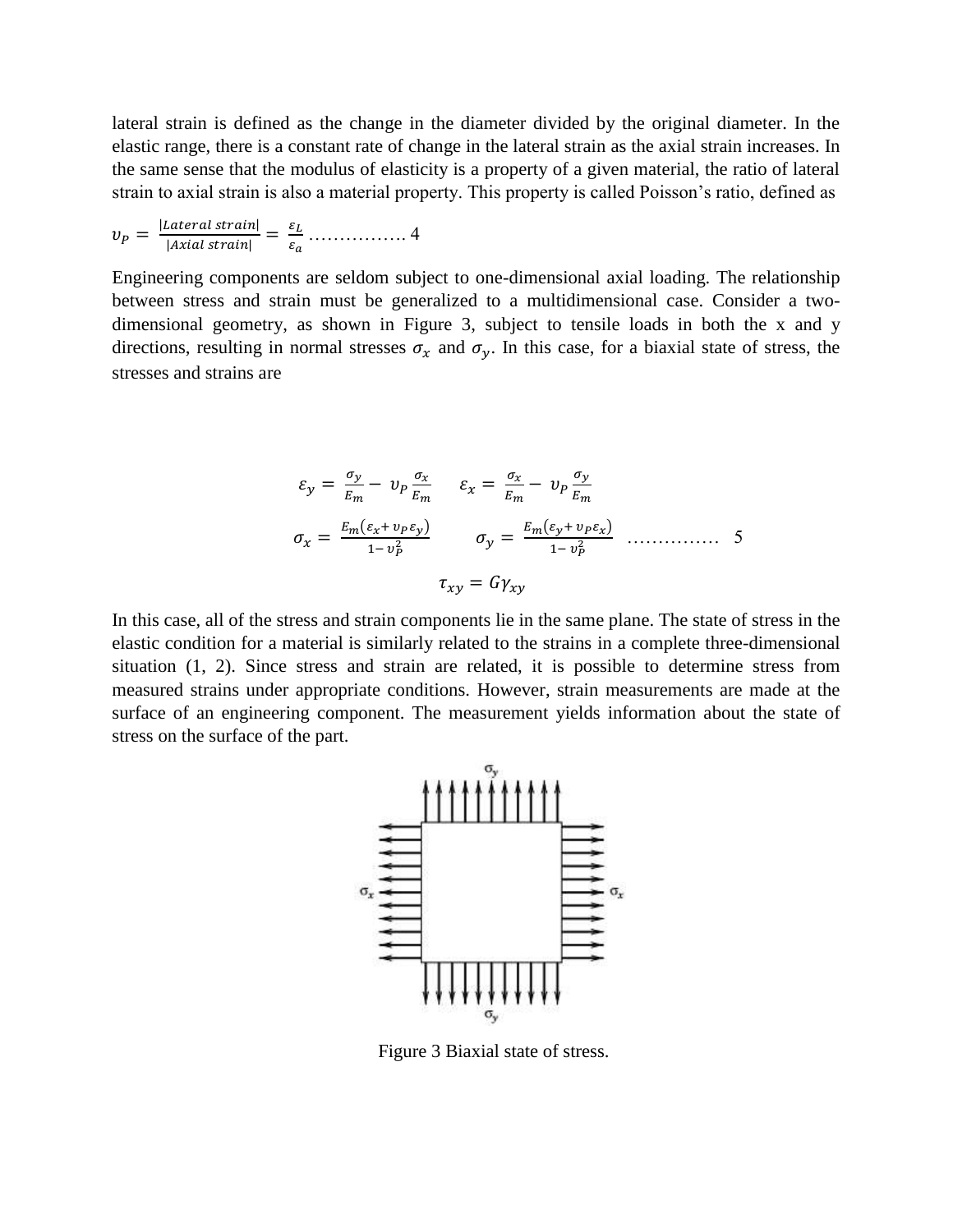lateral strain is defined as the change in the diameter divided by the original diameter. In the elastic range, there is a constant rate of change in the lateral strain as the axial strain increases. In the same sense that the modulus of elasticity is a property of a given material, the ratio of lateral strain to axial strain is also a material property. This property is called Poisson's ratio, defined as

$$\upsilon_P = \frac{|Lateral\ strain|}{|Axial\ strain|} = \frac{\varepsilon_L}{\varepsilon_a} \ldots\ldots\ldots\ldots\ldots\ 4$$

Engineering components are seldom subject to one-dimensional axial loading. The relationship between stress and strain must be generalized to a multidimensional case. Consider a two-dimensional geometry, as shown in Figure 3, subject to tensile loads in both the x and y directions, resulting in normal stresses $\sigma_x$ and $\sigma_y$. In this case, for a biaxial state of stress, the stresses and strains are

$$\varepsilon_y = \frac{\sigma_y}{E_m} - \upsilon_P \frac{\sigma_x}{E_m} \qquad \varepsilon_x = \frac{\sigma_x}{E_m} - \upsilon_P \frac{\sigma_y}{E_m}$$

$$\sigma_x = \frac{E_m(\varepsilon_x + \upsilon_P \varepsilon_y)}{1 - \upsilon_P^2} \qquad \sigma_y = \frac{E_m(\varepsilon_y + \upsilon_P \varepsilon_x)}{1 - \upsilon_P^2} \quad \ldots\ldots\ldots\ldots\ldots\ 5$$

$$\tau_{xy} = G\gamma_{xy}$$

In this case, all of the stress and strain components lie in the same plane. The state of stress in the elastic condition for a material is similarly related to the strains in a complete three-dimensional situation (1, 2). Since stress and strain are related, it is possible to determine stress from measured strains under appropriate conditions. However, strain measurements are made at the surface of an engineering component. The measurement yields information about the state of stress on the surface of the part.

Figure 3 Biaxial state of stress.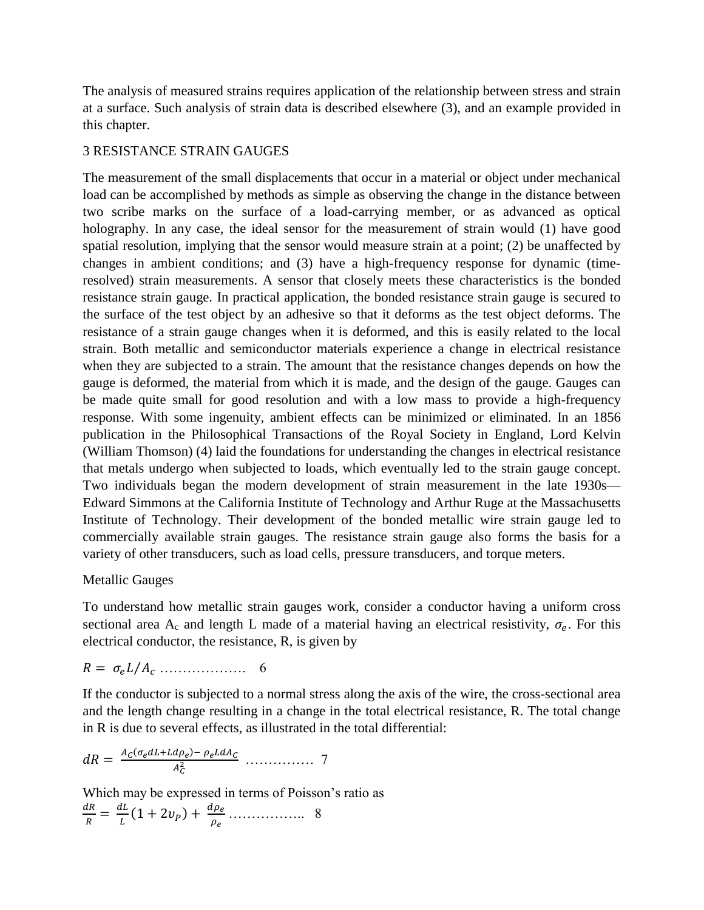The analysis of measured strains requires application of the relationship between stress and strain at a surface. Such analysis of strain data is described elsewhere (3), and an example provided in this chapter.

## 3 RESISTANCE STRAIN GAUGES

The measurement of the small displacements that occur in a material or object under mechanical load can be accomplished by methods as simple as observing the change in the distance between two scribe marks on the surface of a load-carrying member, or as advanced as optical holography. In any case, the ideal sensor for the measurement of strain would (1) have good spatial resolution, implying that the sensor would measure strain at a point; (2) be unaffected by changes in ambient conditions; and (3) have a high-frequency response for dynamic (time-resolved) strain measurements. A sensor that closely meets these characteristics is the bonded resistance strain gauge. In practical application, the bonded resistance strain gauge is secured to the surface of the test object by an adhesive so that it deforms as the test object deforms. The resistance of a strain gauge changes when it is deformed, and this is easily related to the local strain. Both metallic and semiconductor materials experience a change in electrical resistance when they are subjected to a strain. The amount that the resistance changes depends on how the gauge is deformed, the material from which it is made, and the design of the gauge. Gauges can be made quite small for good resolution and with a low mass to provide a high-frequency response. With some ingenuity, ambient effects can be minimized or eliminated. In an 1856 publication in the Philosophical Transactions of the Royal Society in England, Lord Kelvin (William Thomson) (4) laid the foundations for understanding the changes in electrical resistance that metals undergo when subjected to loads, which eventually led to the strain gauge concept. Two individuals began the modern development of strain measurement in the late 1930s—Edward Simmons at the California Institute of Technology and Arthur Ruge at the Massachusetts Institute of Technology. Their development of the bonded metallic wire strain gauge led to commercially available strain gauges. The resistance strain gauge also forms the basis for a variety of other transducers, such as load cells, pressure transducers, and torque meters.

### Metallic Gauges

To understand how metallic strain gauges work, consider a conductor having a uniform cross sectional area $A_c$ and length L made of a material having an electrical resistivity, $\sigma_e$. For this electrical conductor, the resistance, R, is given by

$$R = \sigma_e L / A_c \quad \ldots\ldots\ldots\ldots\ldots\ldots \quad 6$$

If the conductor is subjected to a normal stress along the axis of the wire, the cross-sectional area and the length change resulting in a change in the total electrical resistance, R. The total change in R is due to several effects, as illustrated in the total differential:

$$dR = \frac{A_C(\sigma_e dL + L d\rho_e) - \rho_e L dA_C}{A_C^2} \quad \ldots\ldots\ldots\ldots\ldots \quad 7$$

Which may be expressed in terms of Poisson's ratio as

$$\frac{dR}{R} = \frac{dL}{L}(1 + 2v_p) + \frac{d\rho_e}{\rho_e} \quad \ldots\ldots\ldots\ldots\ldots\ldots \quad 8$$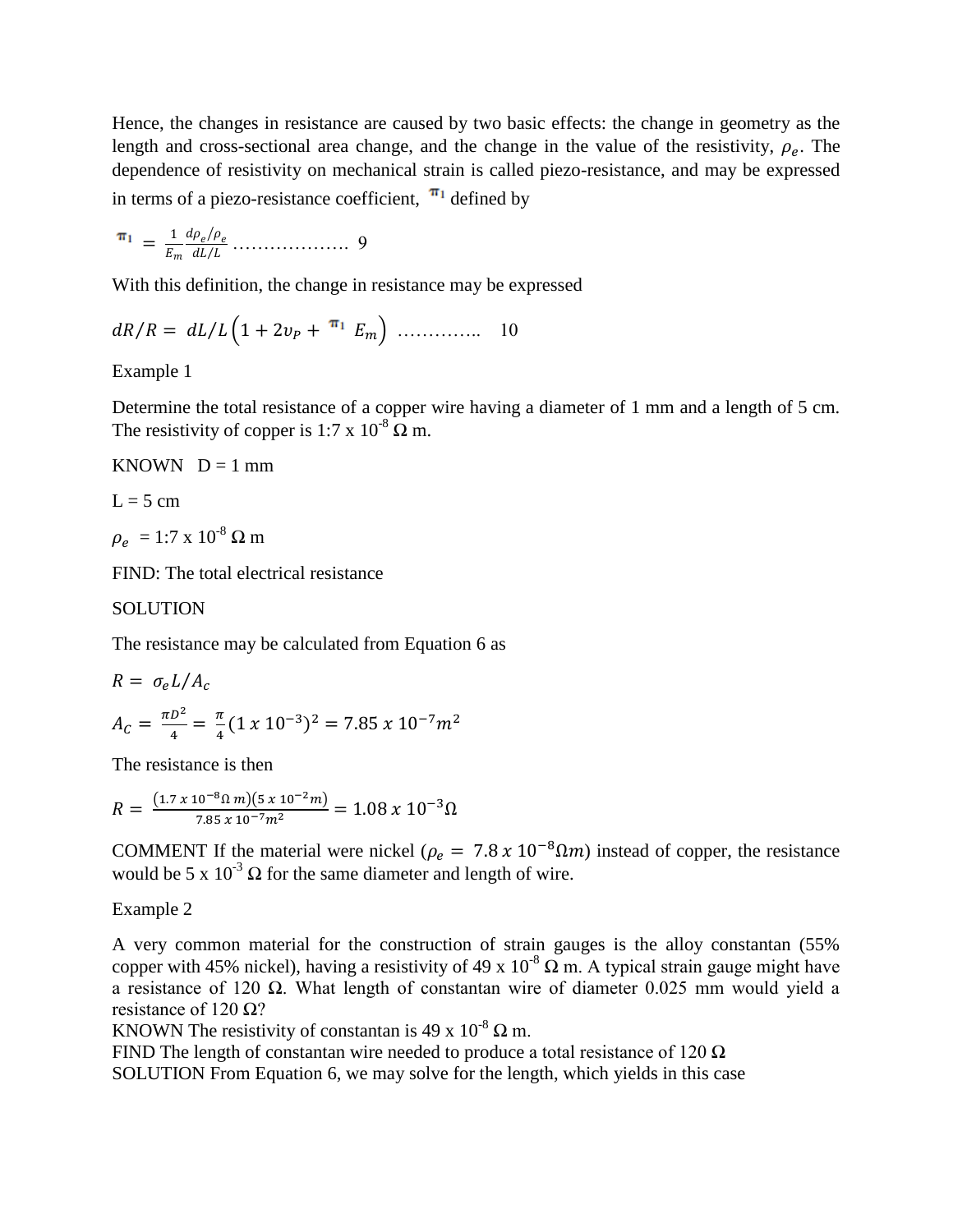Hence, the changes in resistance are caused by two basic effects: the change in geometry as the length and cross-sectional area change, and the change in the value of the resistivity, $\rho_e$. The dependence of resistivity on mechanical strain is called piezo-resistance, and may be expressed in terms of a piezo-resistance coefficient, $\pi_1$ defined by

$$\pi_1 = \frac{1}{E_m}\frac{d\rho_e/\rho_e}{dL/L} \text{ ………………. } 9$$

With this definition, the change in resistance may be expressed

$$dR/R = dL/L\left(1 + 2\upsilon_P + \pi_1\ E_m\right) \text{ ………….. } 10$$

Example 1

Determine the total resistance of a copper wire having a diameter of 1 mm and a length of 5 cm. The resistivity of copper is 1:7 x $10^{-8}$ Ω m.

KNOWN D = 1 mm

L = 5 cm

$\rho_e$ = 1:7 x $10^{-8}$ Ω m

FIND: The total electrical resistance

SOLUTION

The resistance may be calculated from Equation 6 as

$$R = \sigma_e L/A_c$$

$$A_C = \frac{\pi D^2}{4} = \frac{\pi}{4}(1\ x\ 10^{-3})^2 = 7.85\ x\ 10^{-7}m^2$$

The resistance is then

$$R = \frac{(1.7\ x\ 10^{-8}\Omega\ m)(5\ x\ 10^{-2}m)}{7.85\ x\ 10^{-7}m^2} = 1.08\ x\ 10^{-3}\Omega$$

COMMENT If the material were nickel ($\rho_e = 7.8\ x\ 10^{-8}\Omega m$) instead of copper, the resistance would be 5 x $10^{-3}$ Ω for the same diameter and length of wire.

Example 2

A very common material for the construction of strain gauges is the alloy constantan (55% copper with 45% nickel), having a resistivity of 49 x $10^{-8}$ Ω m. A typical strain gauge might have a resistance of 120 Ω. What length of constantan wire of diameter 0.025 mm would yield a resistance of 120 Ω?

KNOWN The resistivity of constantan is 49 x $10^{-8}$ Ω m.

FIND The length of constantan wire needed to produce a total resistance of 120 Ω

SOLUTION From Equation 6, we may solve for the length, which yields in this case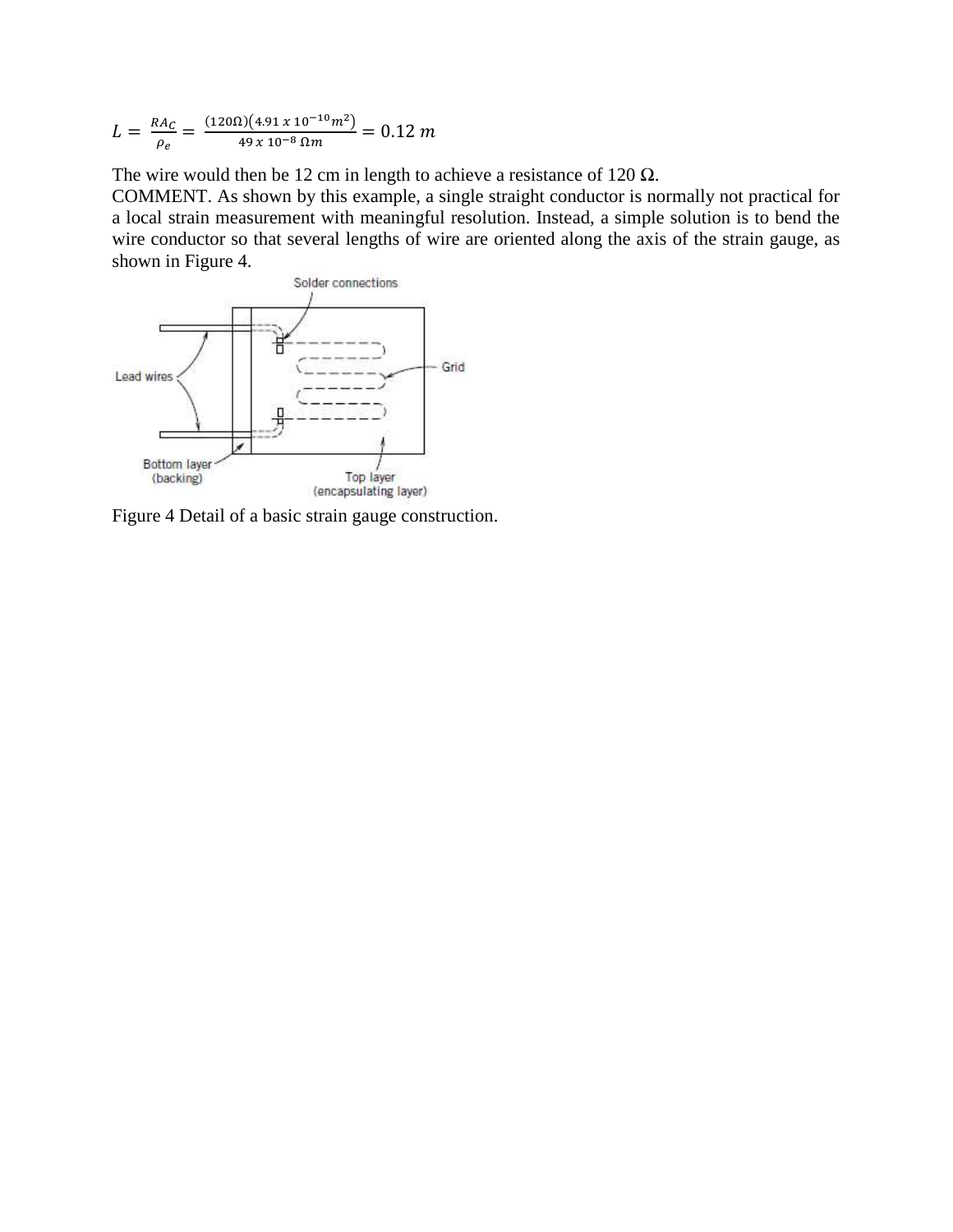$$L = \frac{RA_C}{\rho_e} = \frac{(120\Omega)(4.91\ x\ 10^{-10}m^2)}{49\ x\ 10^{-8}\ \Omega m} = 0.12\ m$$

The wire would then be 12 cm in length to achieve a resistance of 120 **Ω**.

COMMENT. As shown by this example, a single straight conductor is normally not practical for a local strain measurement with meaningful resolution. Instead, a simple solution is to bend the wire conductor so that several lengths of wire are oriented along the axis of the strain gauge, as shown in Figure 4.

Solder connections

Grid

Lead wires

Bottom layer (backing)

Top layer (encapsulating layer)

Figure 4 Detail of a basic strain gauge construction.